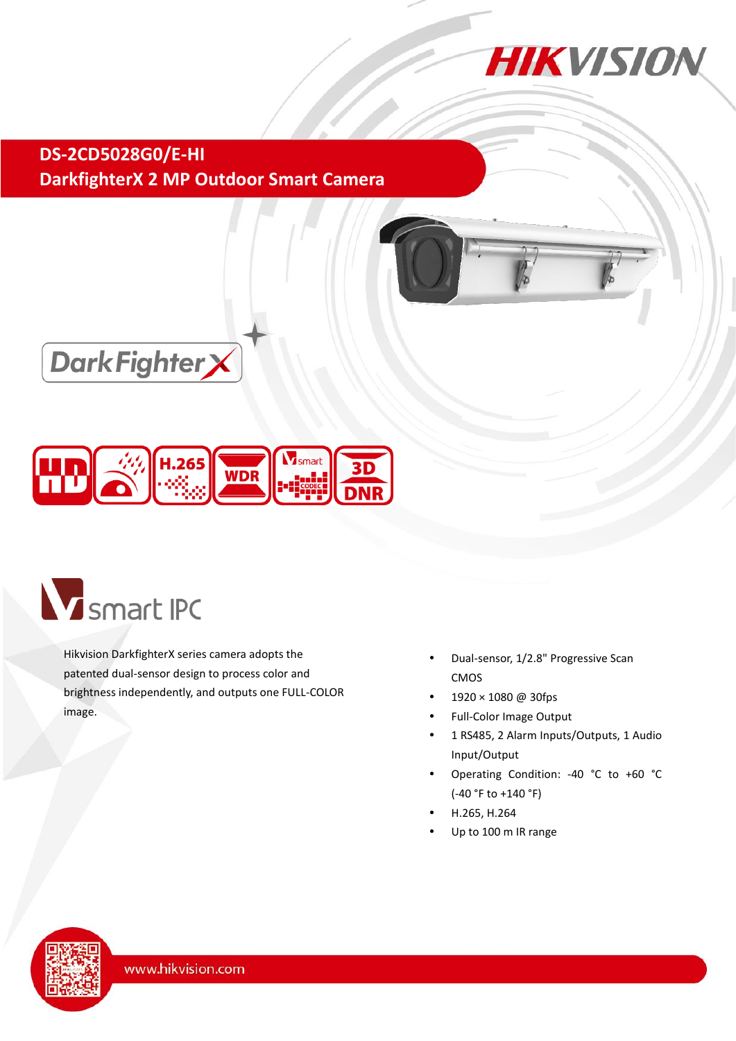# DS-2CD5028G0/E-HI

## DarkfighterX 2 MP Outdoor Smart Camera

Hikvision DarkfighterX series camera adopts the patented dual-sensor design to process color and brightness independently, and outputs one FULL-COLOR image.

- Dual-sensor, 1/2.8" Progressive Scan CMOS
- 1920 × 1080 @ 30fps
- Full-Color Image Output
- 1 RS485, 2 Alarm Inputs/Outputs, 1 Audio Input/Output
- Operating Condition: -40 °C to +60 °C (-40 °F to +140 °F)
- H.265, H.264
- Up to 100 m IR range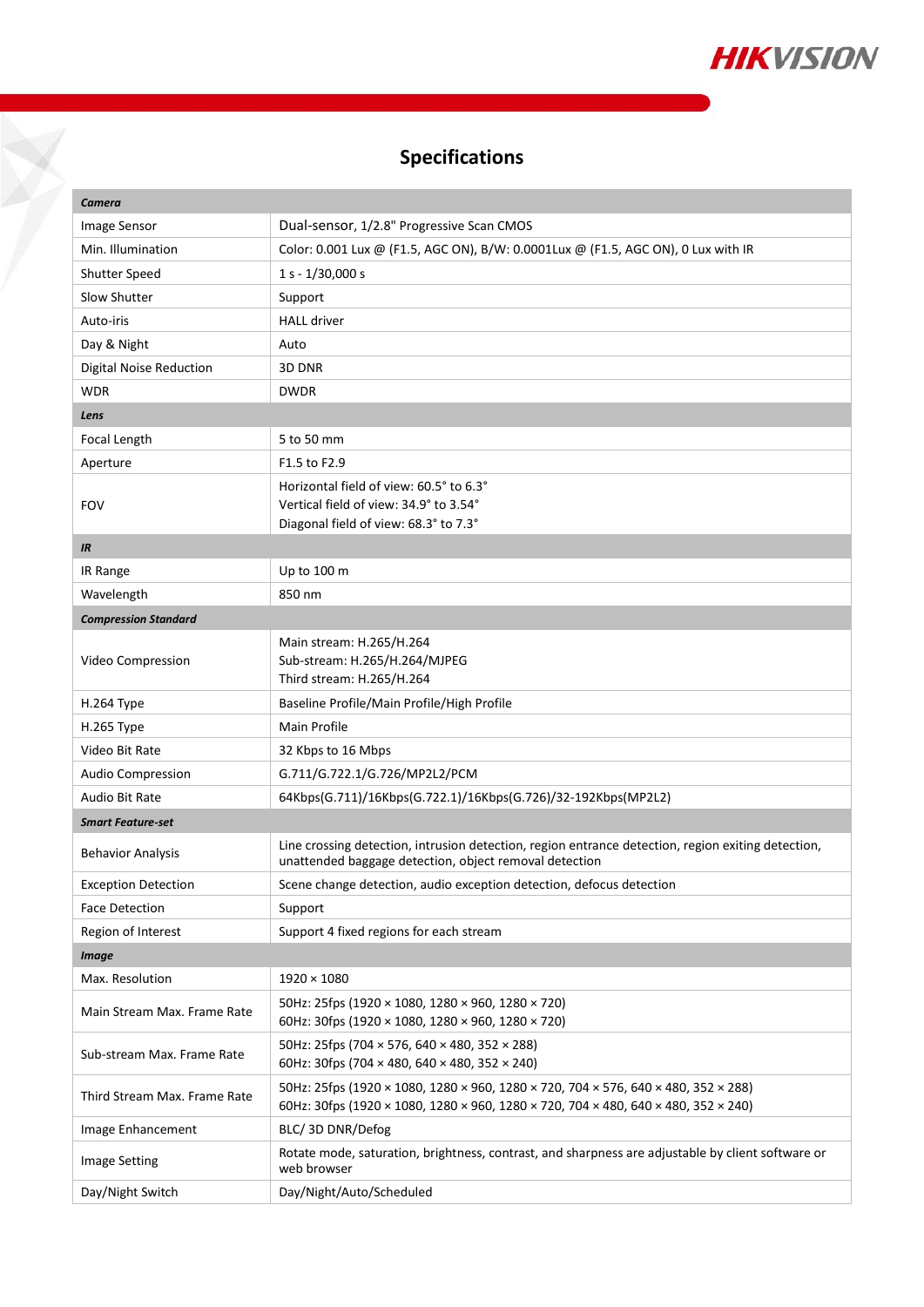# Specifications

| ***Camera*** | |
|---|---|
| Image Sensor | Dual-sensor, 1/2.8" Progressive Scan CMOS |
| Min. Illumination | Color: 0.001 Lux @ (F1.5, AGC ON), B/W: 0.0001Lux @ (F1.5, AGC ON), 0 Lux with IR |
| Shutter Speed | 1 s - 1/30,000 s |
| Slow Shutter | Support |
| Auto-iris | HALL driver |
| Day & Night | Auto |
| Digital Noise Reduction | 3D DNR |
| WDR | DWDR |
| ***Lens*** | |
| Focal Length | 5 to 50 mm |
| Aperture | F1.5 to F2.9 |
| FOV | Horizontal field of view: 60.5° to 6.3°<br>Vertical field of view: 34.9° to 3.54°<br>Diagonal field of view: 68.3° to 7.3° |
| ***IR*** | |
| IR Range | Up to 100 m |
| Wavelength | 850 nm |
| ***Compression Standard*** | |
| Video Compression | Main stream: H.265/H.264<br>Sub-stream: H.265/H.264/MJPEG<br>Third stream: H.265/H.264 |
| H.264 Type | Baseline Profile/Main Profile/High Profile |
| H.265 Type | Main Profile |
| Video Bit Rate | 32 Kbps to 16 Mbps |
| Audio Compression | G.711/G.722.1/G.726/MP2L2/PCM |
| Audio Bit Rate | 64Kbps(G.711)/16Kbps(G.722.1)/16Kbps(G.726)/32-192Kbps(MP2L2) |
| ***Smart Feature-set*** | |
| Behavior Analysis | Line crossing detection, intrusion detection, region entrance detection, region exiting detection, unattended baggage detection, object removal detection |
| Exception Detection | Scene change detection, audio exception detection, defocus detection |
| Face Detection | Support |
| Region of Interest | Support 4 fixed regions for each stream |
| ***Image*** | |
| Max. Resolution | 1920 × 1080 |
| Main Stream Max. Frame Rate | 50Hz: 25fps (1920 × 1080, 1280 × 960, 1280 × 720)<br>60Hz: 30fps (1920 × 1080, 1280 × 960, 1280 × 720) |
| Sub-stream Max. Frame Rate | 50Hz: 25fps (704 × 576, 640 × 480, 352 × 288)<br>60Hz: 30fps (704 × 480, 640 × 480, 352 × 240) |
| Third Stream Max. Frame Rate | 50Hz: 25fps (1920 × 1080, 1280 × 960, 1280 × 720, 704 × 576, 640 × 480, 352 × 288)<br>60Hz: 30fps (1920 × 1080, 1280 × 960, 1280 × 720, 704 × 480, 640 × 480, 352 × 240) |
| Image Enhancement | BLC/ 3D DNR/Defog |
| Image Setting | Rotate mode, saturation, brightness, contrast, and sharpness are adjustable by client software or web browser |
| Day/Night Switch | Day/Night/Auto/Scheduled |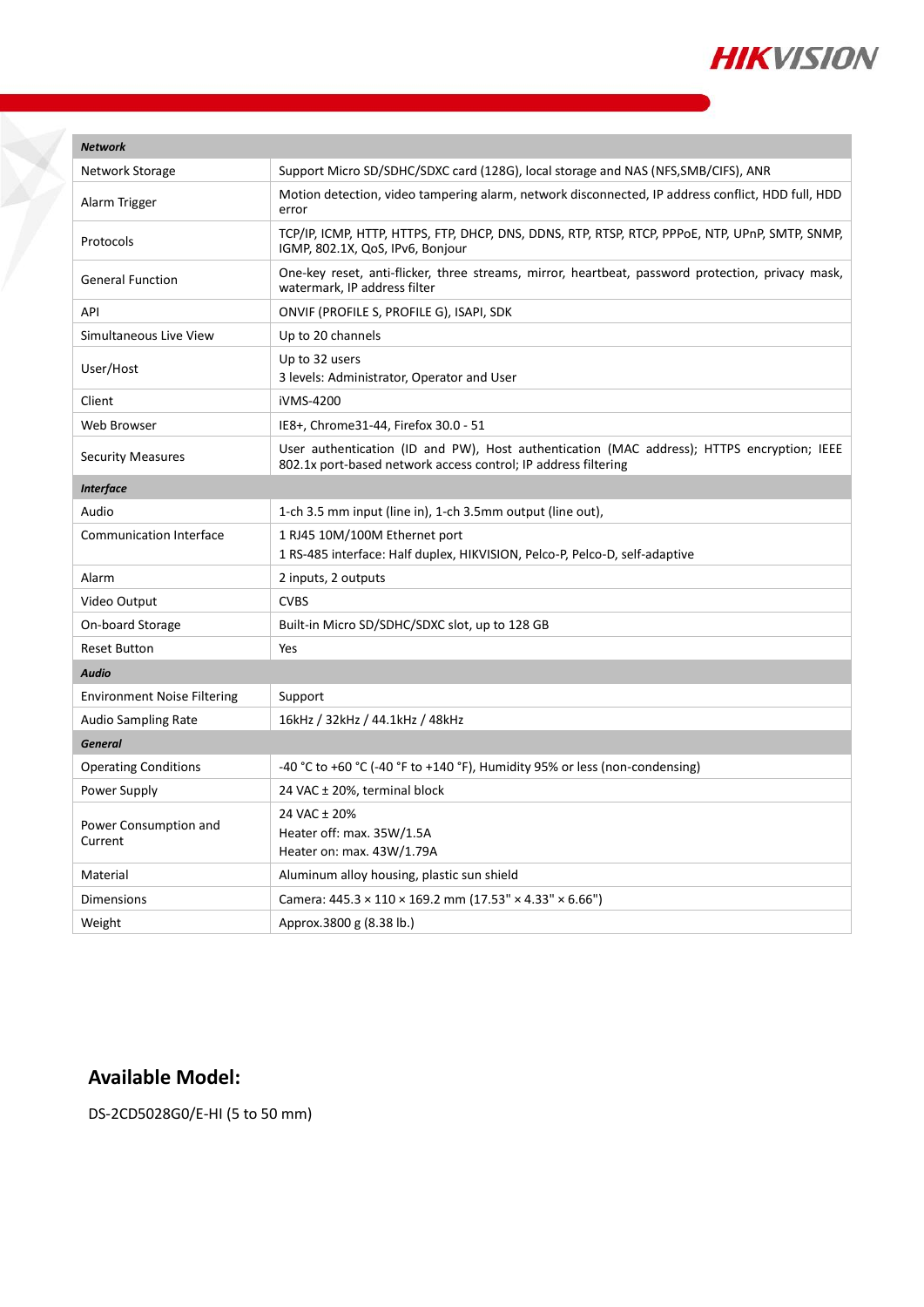| ***Network*** | |
|---|---|
| Network Storage | Support Micro SD/SDHC/SDXC card (128G), local storage and NAS (NFS,SMB/CIFS), ANR |
| Alarm Trigger | Motion detection, video tampering alarm, network disconnected, IP address conflict, HDD full, HDD error |
| Protocols | TCP/IP, ICMP, HTTP, HTTPS, FTP, DHCP, DNS, DDNS, RTP, RTSP, RTCP, PPPoE, NTP, UPnP, SMTP, SNMP, IGMP, 802.1X, QoS, IPv6, Bonjour |
| General Function | One-key reset, anti-flicker, three streams, mirror, heartbeat, password protection, privacy mask, watermark, IP address filter |
| API | ONVIF (PROFILE S, PROFILE G), ISAPI, SDK |
| Simultaneous Live View | Up to 20 channels |
| User/Host | Up to 32 users<br>3 levels: Administrator, Operator and User |
| Client | iVMS-4200 |
| Web Browser | IE8+, Chrome31-44, Firefox 30.0 - 51 |
| Security Measures | User authentication (ID and PW), Host authentication (MAC address); HTTPS encryption; IEEE 802.1x port-based network access control; IP address filtering |
| ***Interface*** | |
| Audio | 1-ch 3.5 mm input (line in), 1-ch 3.5mm output (line out), |
| Communication Interface | 1 RJ45 10M/100M Ethernet port<br>1 RS-485 interface: Half duplex, HIKVISION, Pelco-P, Pelco-D, self-adaptive |
| Alarm | 2 inputs, 2 outputs |
| Video Output | CVBS |
| On-board Storage | Built-in Micro SD/SDHC/SDXC slot, up to 128 GB |
| Reset Button | Yes |
| ***Audio*** | |
| Environment Noise Filtering | Support |
| Audio Sampling Rate | 16kHz / 32kHz / 44.1kHz / 48kHz |
| ***General*** | |
| Operating Conditions | -40 °C to +60 °C (-40 °F to +140 °F), Humidity 95% or less (non-condensing) |
| Power Supply | 24 VAC ± 20%, terminal block |
| Power Consumption and Current | 24 VAC ± 20%<br>Heater off: max. 35W/1.5A<br>Heater on: max. 43W/1.79A |
| Material | Aluminum alloy housing, plastic sun shield |
| Dimensions | Camera: 445.3 × 110 × 169.2 mm (17.53" × 4.33" × 6.66") |
| Weight | Approx.3800 g (8.38 lb.) |

## Available Model:

DS-2CD5028G0/E-HI (5 to 50 mm)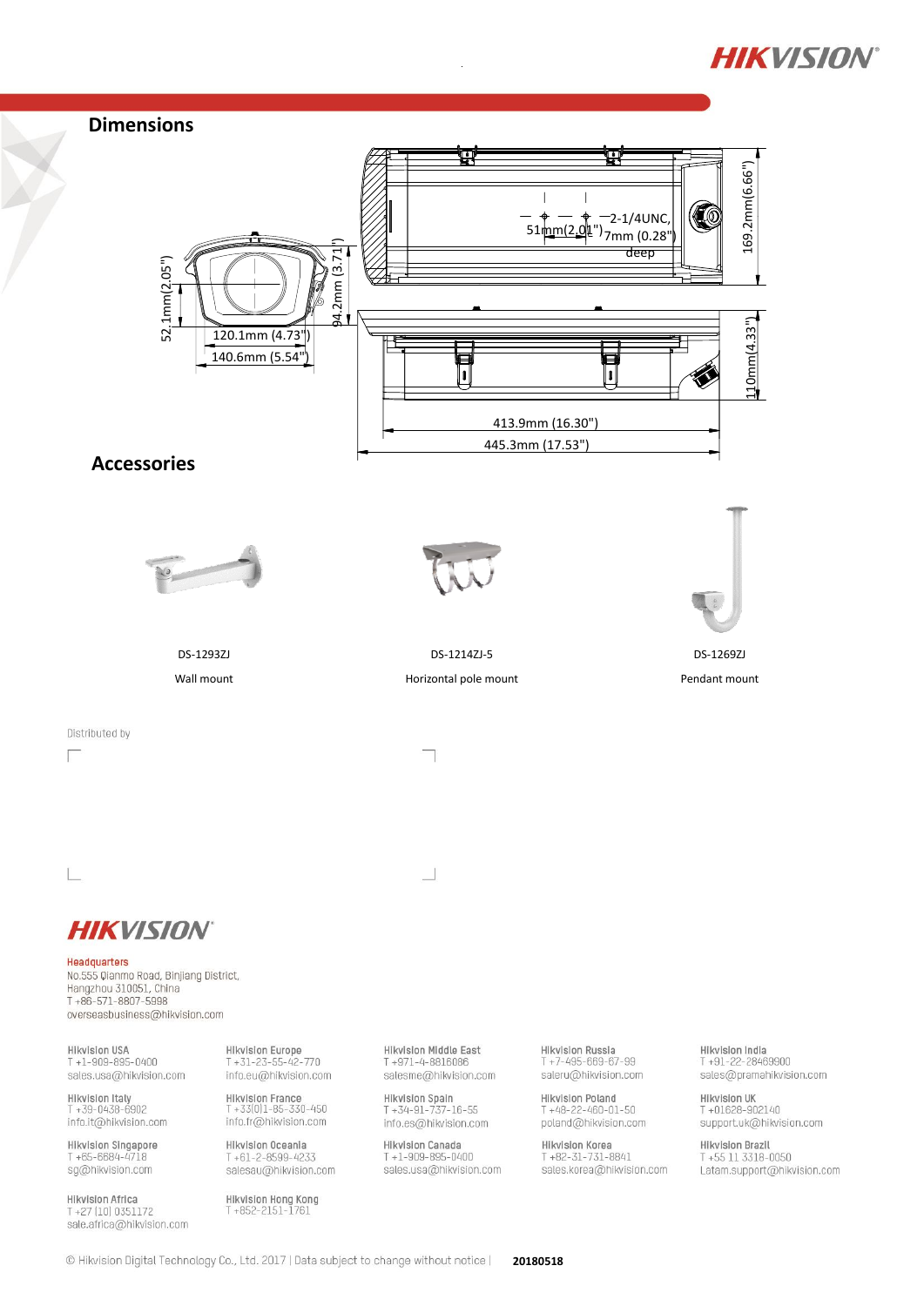## Dimensions

2-1/4UNC,
51mm(2.01")
7mm (0.28")
deep
169.2mm(6.66")
52.1mm(2.05")
94.2mm (3.71")
120.1mm (4.73")
140.6mm (5.54")
110mm(4.33")
413.9mm (16.30")
445.3mm (17.53")

## Accessories

| | | |
|---|---|---|
| DS-1293ZJ | DS-1214ZJ-5 | DS-1269ZJ |
| Wall mount | Horizontal pole mount | Pendant mount |

Distributed by

**HIKVISION**

**Headquarters**
No.555 Qianmo Road, Binjiang District,
Hangzhou 310051, China
T +86-571-8807-5998
overseasbusiness@hikvision.com

**Hikvision USA**
T +1-909-895-0400
sales.usa@hikvision.com

**Hikvision Europe**
T +31-23-55-42-770
info.eu@hikvision.com

**Hikvision Middle East**
T +971-4-8816086
salesme@hikvision.com

**Hikvision Russia**
T +7-495-669-67-99
saleru@hikvision.com

**Hikvision India**
T +91-22-28469900
sales@pramahikvision.com

**Hikvision Italy**
T +39-0438-6902
info.it@hikvision.com

**Hikvision France**
T +33(0)1-85-330-450
info.fr@hikvision.com

**Hikvision Spain**
T +34-91-737-16-55
info.es@hikvision.com

**Hikvision Poland**
T +48-22-460-01-50
poland@hikvision.com

**Hikvision UK**
T +01628-902140
support.uk@hikvision.com

**Hikvision Singapore**
T +65-6684-4718
sg@hikvision.com

**Hikvision Oceania**
T +61-2-8599-4233
salesau@hikvision.com

**Hikvision Canada**
T +1-909-895-0400
sales.usa@hikvision.com

**Hikvision Korea**
T +82-31-731-8841
sales.korea@hikvision.com

**Hikvision Brazil**
T +55 11 3318-0050
Latam.support@hikvision.com

**Hikvision Africa**
T +27 (10) 0351172
sale.africa@hikvision.com

**Hikvision Hong Kong**
T +852-2151-1761

© Hikvision Digital Technology Co., Ltd. 2017 | Data subject to change without notice | **20180518**